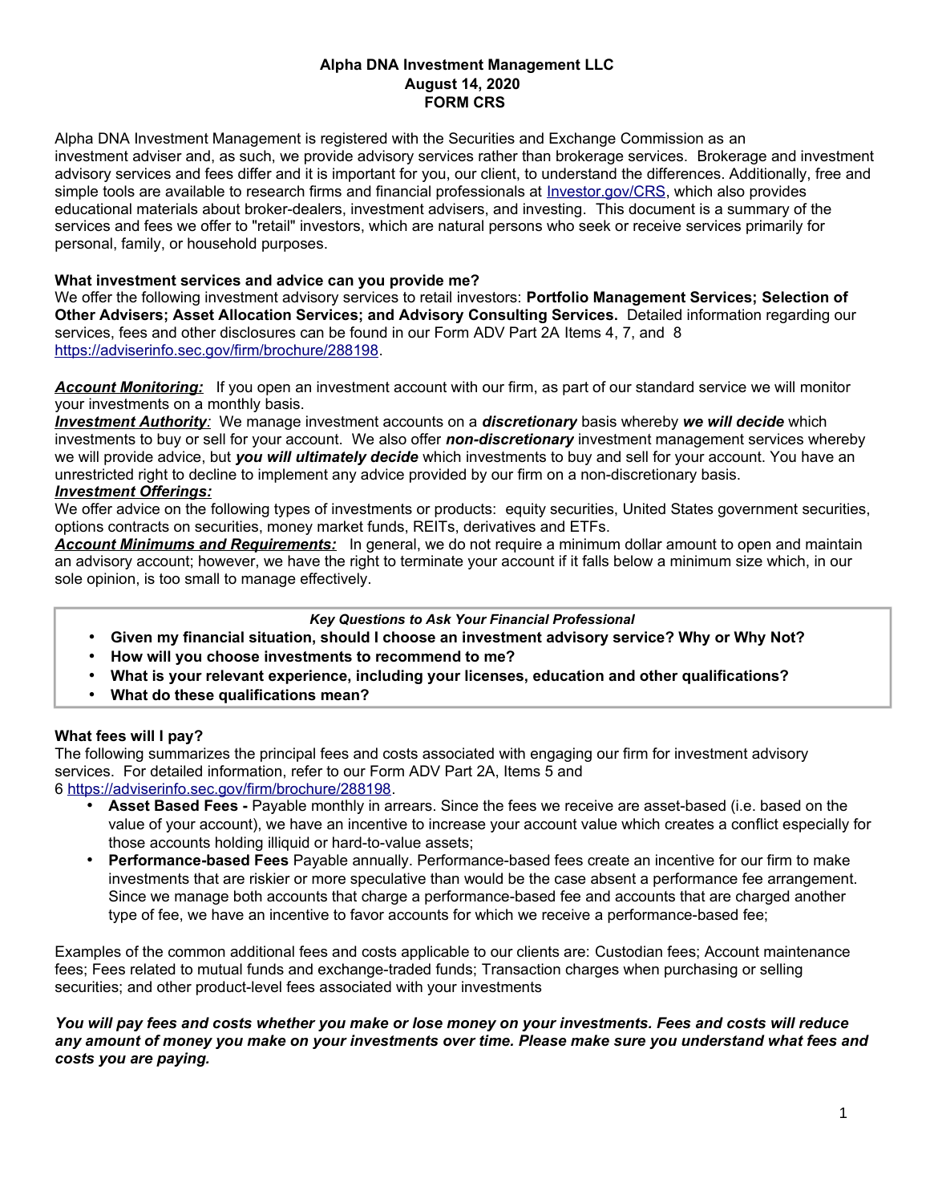# Alpha DNA Investment Management LLC
## August 14, 2020
## FORM CRS

Alpha DNA Investment Management is registered with the Securities and Exchange Commission as an investment adviser and, as such, we provide advisory services rather than brokerage services. Brokerage and investment advisory services and fees differ and it is important for you, our client, to understand the differences. Additionally, free and simple tools are available to research firms and financial professionals at [Investor.gov/CRS](Investor.gov/CRS), which also provides educational materials about broker-dealers, investment advisers, and investing. This document is a summary of the services and fees we offer to "retail" investors, which are natural persons who seek or receive services primarily for personal, family, or household purposes.

**What investment services and advice can you provide me?**

We offer the following investment advisory services to retail investors: **Portfolio Management Services; Selection of Other Advisers; Asset Allocation Services; and Advisory Consulting Services.** Detailed information regarding our services, fees and other disclosures can be found in our Form ADV Part 2A Items 4, 7, and 8 https://adviserinfo.sec.gov/firm/brochure/288198.

***Account Monitoring:*** If you open an investment account with our firm, as part of our standard service we will monitor your investments on a monthly basis.

***Investment Authority:*** We manage investment accounts on a ***discretionary*** basis whereby ***we will decide*** which investments to buy or sell for your account. We also offer ***non-discretionary*** investment management services whereby we will provide advice, but ***you will ultimately decide*** which investments to buy and sell for your account. You have an unrestricted right to decline to implement any advice provided by our firm on a non-discretionary basis.

***Investment Offerings:***

We offer advice on the following types of investments or products: equity securities, United States government securities, options contracts on securities, money market funds, REITs, derivatives and ETFs.

***Account Minimums and Requirements:*** In general, we do not require a minimum dollar amount to open and maintain an advisory account; however, we have the right to terminate your account if it falls below a minimum size which, in our sole opinion, is too small to manage effectively.

***Key Questions to Ask Your Financial Professional***

- **Given my financial situation, should I choose an investment advisory service? Why or Why Not?**
- **How will you choose investments to recommend to me?**
- **What is your relevant experience, including your licenses, education and other qualifications?**
- **What do these qualifications mean?**

**What fees will I pay?**

The following summarizes the principal fees and costs associated with engaging our firm for investment advisory services. For detailed information, refer to our Form ADV Part 2A, Items 5 and 6 https://adviserinfo.sec.gov/firm/brochure/288198.

- **Asset Based Fees -** Payable monthly in arrears. Since the fees we receive are asset-based (i.e. based on the value of your account), we have an incentive to increase your account value which creates a conflict especially for those accounts holding illiquid or hard-to-value assets;
- **Performance-based Fees** Payable annually. Performance-based fees create an incentive for our firm to make investments that are riskier or more speculative than would be the case absent a performance fee arrangement. Since we manage both accounts that charge a performance-based fee and accounts that are charged another type of fee, we have an incentive to favor accounts for which we receive a performance-based fee;

Examples of the common additional fees and costs applicable to our clients are: Custodian fees; Account maintenance fees; Fees related to mutual funds and exchange-traded funds; Transaction charges when purchasing or selling securities; and other product-level fees associated with your investments

***You will pay fees and costs whether you make or lose money on your investments. Fees and costs will reduce any amount of money you make on your investments over time. Please make sure you understand what fees and costs you are paying.***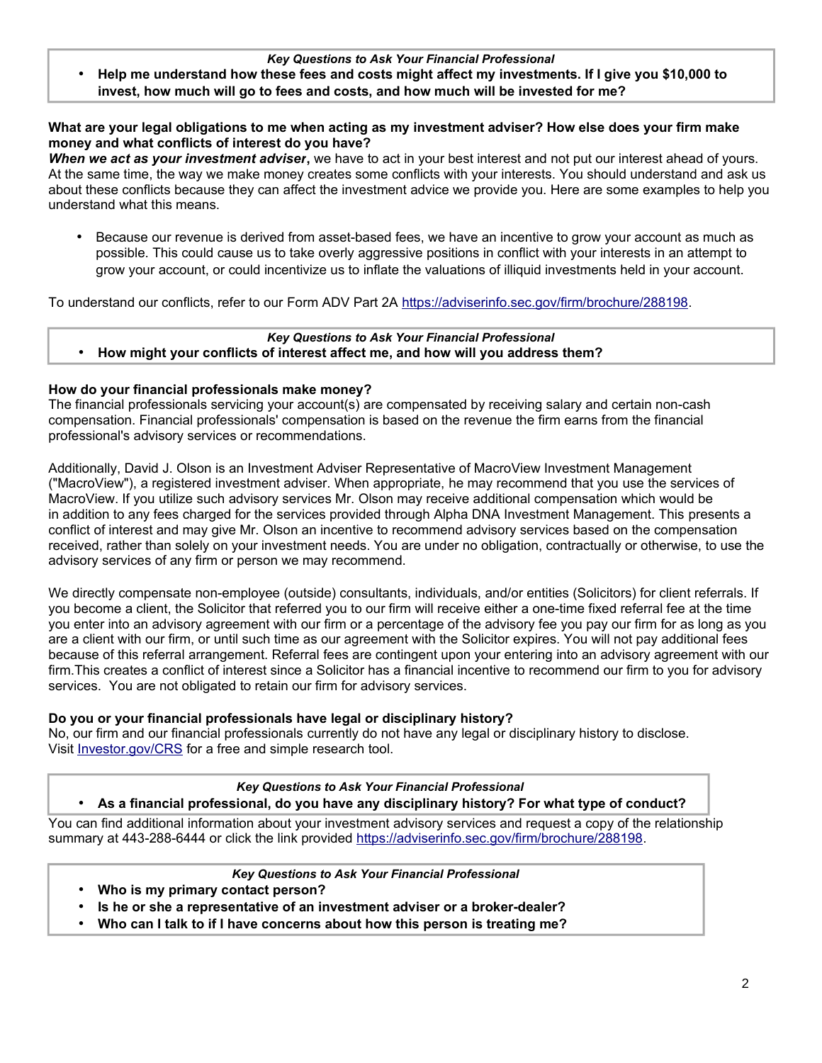*Key Questions to Ask Your Financial Professional*

- **Help me understand how these fees and costs might affect my investments. If I give you $10,000 to invest, how much will go to fees and costs, and how much will be invested for me?**

**What are your legal obligations to me when acting as my investment adviser? How else does your firm make money and what conflicts of interest do you have?**

***When we act as your investment adviser*****,** we have to act in your best interest and not put our interest ahead of yours. At the same time, the way we make money creates some conflicts with your interests. You should understand and ask us about these conflicts because they can affect the investment advice we provide you. Here are some examples to help you understand what this means.

- Because our revenue is derived from asset-based fees, we have an incentive to grow your account as much as possible. This could cause us to take overly aggressive positions in conflict with your interests in an attempt to grow your account, or could incentivize us to inflate the valuations of illiquid investments held in your account.

To understand our conflicts, refer to our Form ADV Part 2A https://adviserinfo.sec.gov/firm/brochure/288198.

*Key Questions to Ask Your Financial Professional*

- **How might your conflicts of interest affect me, and how will you address them?**

**How do your financial professionals make money?**

The financial professionals servicing your account(s) are compensated by receiving salary and certain non-cash compensation. Financial professionals' compensation is based on the revenue the firm earns from the financial professional's advisory services or recommendations.

Additionally, David J. Olson is an Investment Adviser Representative of MacroView Investment Management ("MacroView"), a registered investment adviser. When appropriate, he may recommend that you use the services of MacroView. If you utilize such advisory services Mr. Olson may receive additional compensation which would be in addition to any fees charged for the services provided through Alpha DNA Investment Management. This presents a conflict of interest and may give Mr. Olson an incentive to recommend advisory services based on the compensation received, rather than solely on your investment needs. You are under no obligation, contractually or otherwise, to use the advisory services of any firm or person we may recommend.

We directly compensate non-employee (outside) consultants, individuals, and/or entities (Solicitors) for client referrals. If you become a client, the Solicitor that referred you to our firm will receive either a one-time fixed referral fee at the time you enter into an advisory agreement with our firm or a percentage of the advisory fee you pay our firm for as long as you are a client with our firm, or until such time as our agreement with the Solicitor expires. You will not pay additional fees because of this referral arrangement. Referral fees are contingent upon your entering into an advisory agreement with our firm.This creates a conflict of interest since a Solicitor has a financial incentive to recommend our firm to you for advisory services. You are not obligated to retain our firm for advisory services.

**Do you or your financial professionals have legal or disciplinary history?**

No, our firm and our financial professionals currently do not have any legal or disciplinary history to disclose. Visit Investor.gov/CRS for a free and simple research tool.

*Key Questions to Ask Your Financial Professional*

- **As a financial professional, do you have any disciplinary history? For what type of conduct?**

You can find additional information about your investment advisory services and request a copy of the relationship summary at 443-288-6444 or click the link provided https://adviserinfo.sec.gov/firm/brochure/288198.

*Key Questions to Ask Your Financial Professional*

- **Who is my primary contact person?**
- **Is he or she a representative of an investment adviser or a broker-dealer?**
- **Who can I talk to if I have concerns about how this person is treating me?**